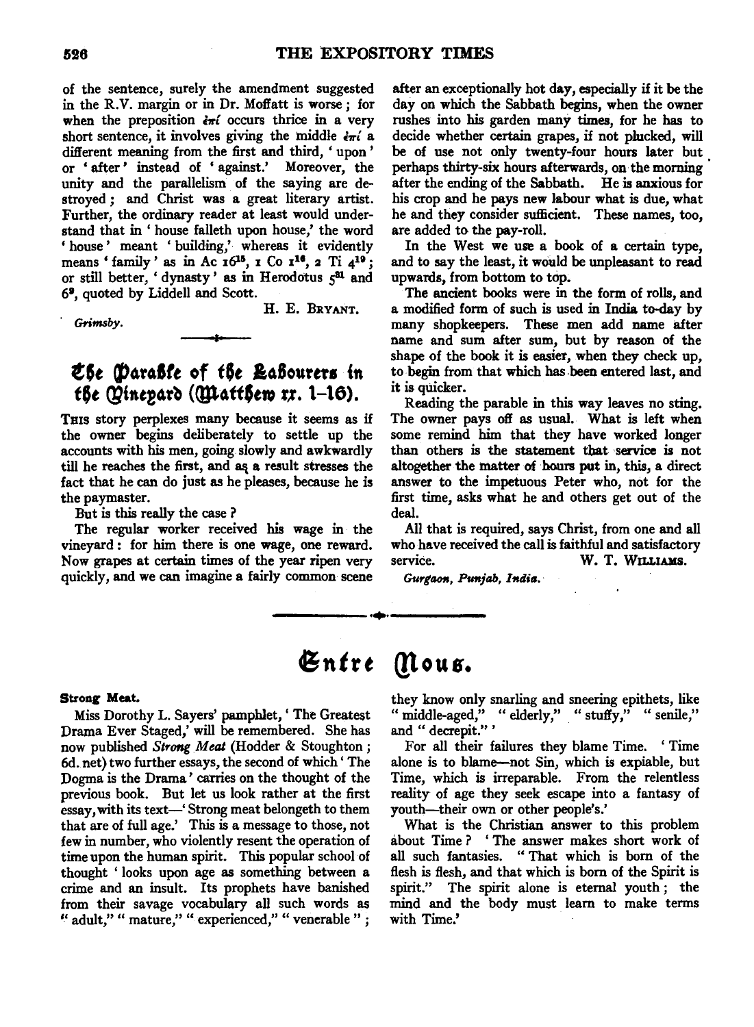of the sentence, surely the amendment suggested in the R.V. margin or in Dr. Moffatt is worse; for when the preposition ἐπί occurs thrice in a very short sentence, it involves giving the middle ἐπί a different meaning from the first and third, 'upon' or 'after' instead of 'against.' Moreover, the unity and the parallelism of the saying are destroyed; and Christ was a great literary artist. Further, the ordinary reader at least would understand that in 'house falleth upon house,' the word 'house' meant 'building,' whereas it evidently means 'family' as in Ac $16^{15}$, 1 Co $1^{16}$, 2 Ti $4^{19}$; or still better, 'dynasty' as in Herodotus $5^{31}$ and $6^{9}$, quoted by Liddell and Scott.

H. E. BRYANT.

*Grimsby.*

## The Parable of the Labourers in the Vineyard (Matthew xx. 1–16).

THIS story perplexes many because it seems as if the owner begins deliberately to settle up the accounts with his men, going slowly and awkwardly till he reaches the first, and as a result stresses the fact that he can do just as he pleases, because he is the paymaster.

But is this really the case?

The regular worker received his wage in the vineyard: for him there is one wage, one reward. Now grapes at certain times of the year ripen very quickly, and we can imagine a fairly common scene after an exceptionally hot day, especially if it be the day on which the Sabbath begins, when the owner rushes into his garden many times, for he has to decide whether certain grapes, if not plucked, will be of use not only twenty-four hours later but perhaps thirty-six hours afterwards, on the morning after the ending of the Sabbath. He is anxious for his crop and he pays new labour what is due, what he and they consider sufficient. These names, too, are added to the pay-roll.

In the West we use a book of a certain type, and to say the least, it would be unpleasant to read upwards, from bottom to top.

The ancient books were in the form of rolls, and a modified form of such is used in India to-day by many shopkeepers. These men add name after name and sum after sum, but by reason of the shape of the book it is easier, when they check up, to begin from that which has been entered last, and it is quicker.

Reading the parable in this way leaves no sting. The owner pays off as usual. What is left when some remind him that they have worked longer than others is the statement that service is not altogether the matter of hours put in, this, a direct answer to the impetuous Peter who, not for the first time, asks what he and others get out of the deal.

All that is required, says Christ, from one and all who have received the call is faithful and satisfactory service.

W. T. WILLIAMS.

*Gurgaon, Punjab, India.*

# Entre Nous.

### Strong Meat.

Miss Dorothy L. Sayers' pamphlet, 'The Greatest Drama Ever Staged,' will be remembered. She has now published *Strong Meat* (Hodder & Stoughton; 6d. net) two further essays, the second of which 'The Dogma is the Drama' carries on the thought of the previous book. But let us look rather at the first essay, with its text—'Strong meat belongeth to them that are of full age.' This is a message to those, not few in number, who violently resent the operation of time upon the human spirit. This popular school of thought 'looks upon age as something between a crime and an insult. Its prophets have banished from their savage vocabulary all such words as "adult," "mature," "experienced," "venerable"; they know only snarling and sneering epithets, like "middle-aged," "elderly," "stuffy," "senile," and "decrepit."'

For all their failures they blame Time. 'Time alone is to blame—not Sin, which is expiable, but Time, which is irreparable. From the relentless reality of age they seek escape into a fantasy of youth—their own or other people's.'

What is the Christian answer to this problem about Time? 'The answer makes short work of all such fantasies. "That which is born of the flesh is flesh, and that which is born of the Spirit is spirit." The spirit alone is eternal youth; the mind and the body must learn to make terms with Time.'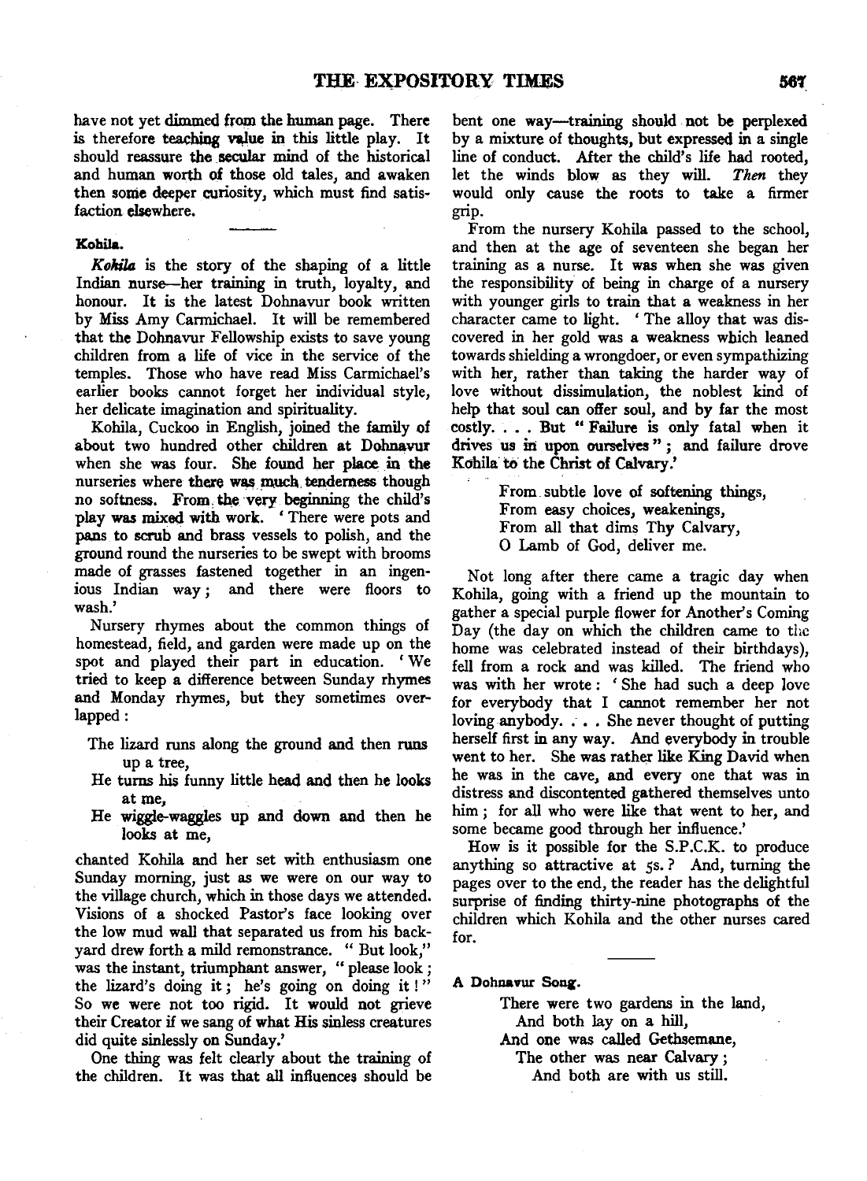have not yet dimmed from the human page. There is therefore teaching value in this little play. It should reassure the secular mind of the historical and human worth of those old tales, and awaken then some deeper curiosity, which must find satisfaction elsewhere.

**Kohila.**

*Kohila* is the story of the shaping of a little Indian nurse—her training in truth, loyalty, and honour. It is the latest Dohnavur book written by Miss Amy Carmichael. It will be remembered that the Dohnavur Fellowship exists to save young children from a life of vice in the service of the temples. Those who have read Miss Carmichael's earlier books cannot forget her individual style, her delicate imagination and spirituality.

Kohila, Cuckoo in English, joined the family of about two hundred other children at Dohnavur when she was four. She found her place in the nurseries where there was much tenderness though no softness. From the very beginning the child's play was mixed with work. 'There were pots and pans to scrub and brass vessels to polish, and the ground round the nurseries to be swept with brooms made of grasses fastened together in an ingenious Indian way; and there were floors to wash.'

Nursery rhymes about the common things of homestead, field, and garden were made up on the spot and played their part in education. 'We tried to keep a difference between Sunday rhymes and Monday rhymes, but they sometimes overlapped:

> The lizard runs along the ground and then runs up a tree,
> He turns his funny little head and then he looks at me,
> He wiggle-waggles up and down and then he looks at me,

chanted Kohila and her set with enthusiasm one Sunday morning, just as we were on our way to the village church, which in those days we attended. Visions of a shocked Pastor's face looking over the low mud wall that separated us from his backyard drew forth a mild remonstrance. "But look," was the instant, triumphant answer, "please look; the lizard's doing it; he's going on doing it!" So we were not too rigid. It would not grieve their Creator if we sang of what His sinless creatures did quite sinlessly on Sunday.'

One thing was felt clearly about the training of the children. It was that all influences should be bent one way—training should not be perplexed by a mixture of thoughts, but expressed in a single line of conduct. After the child's life had rooted, let the winds blow as they will. *Then* they would only cause the roots to take a firmer grip.

From the nursery Kohila passed to the school, and then at the age of seventeen she began her training as a nurse. It was when she was given the responsibility of being in charge of a nursery with younger girls to train that a weakness in her character came to light. 'The alloy that was discovered in her gold was a weakness which leaned towards shielding a wrongdoer, or even sympathizing with her, rather than taking the harder way of love without dissimulation, the noblest kind of help that soul can offer soul, and by far the most costly. . . . But "Failure is only fatal when it drives us in upon ourselves"; and failure drove Kohila to the Christ of Calvary.'

> From subtle love of softening things,
> From easy choices, weakenings,
> From all that dims Thy Calvary,
> O Lamb of God, deliver me.

Not long after there came a tragic day when Kohila, going with a friend up the mountain to gather a special purple flower for Another's Coming Day (the day on which the children came to the home was celebrated instead of their birthdays), fell from a rock and was killed. The friend who was with her wrote: 'She had such a deep love for everybody that I cannot remember her not loving anybody. . . . She never thought of putting herself first in any way. And everybody in trouble went to her. She was rather like King David when he was in the cave, and every one that was in distress and discontented gathered themselves unto him; for all who were like that went to her, and some became good through her influence.'

How is it possible for the S.P.C.K. to produce anything so attractive at 5s.? And, turning the pages over to the end, the reader has the delightful surprise of finding thirty-nine photographs of the children which Kohila and the other nurses cared for.

**A Dohnavur Song.**

> There were two gardens in the land,
> And both lay on a hill,
> And one was called Gethsemane,
> The other was near Calvary;
> And both are with us still.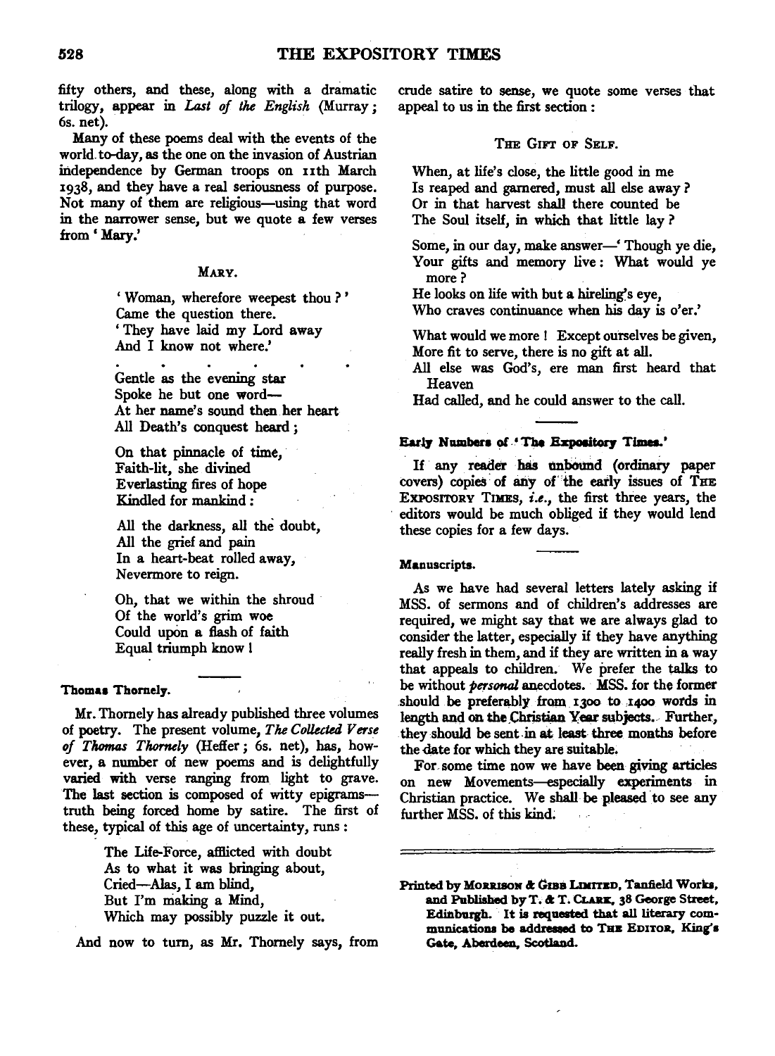fifty others, and these, along with a dramatic trilogy, appear in *Last of the English* (Murray; 6s. net).

Many of these poems deal with the events of the world to-day, as the one on the invasion of Austrian independence by German troops on 11th March 1938, and they have a real seriousness of purpose. Not many of them are religious—using that word in the narrower sense, but we quote a few verses from 'Mary.'

MARY.

> 'Woman, wherefore weepest thou?'
> Came the question there.
> 'They have laid my Lord away
> And I know not where.'
>
> . . . . . . .
>
> Gentle as the evening star
> Spoke he but one word—
> At her name's sound then her heart
> All Death's conquest heard;
>
> On that pinnacle of time,
> Faith-lit, she divined
> Everlasting fires of hope
> Kindled for mankind:
>
> All the darkness, all the doubt,
> All the grief and pain
> In a heart-beat rolled away,
> Nevermore to reign.
>
> Oh, that we within the shroud
> Of the world's grim woe
> Could upon a flash of faith
> Equal triumph know!

**Thomas Thornely.**

Mr. Thornely has already published three volumes of poetry. The present volume, *The Collected Verse of Thomas Thornely* (Heffer; 6s. net), has, however, a number of new poems and is delightfully varied with verse ranging from light to grave. The last section is composed of witty epigrams—truth being forced home by satire. The first of these, typical of this age of uncertainty, runs:

> The Life-Force, afflicted with doubt
> As to what it was bringing about,
> Cried—Alas, I am blind,
> But I'm making a Mind,
> Which may possibly puzzle it out.

And now to turn, as Mr. Thornely says, from crude satire to sense, we quote some verses that appeal to us in the first section:

THE GIFT OF SELF.

> When, at life's close, the little good in me
> Is reaped and garnered, must all else away?
> Or in that harvest shall there counted be
> The Soul itself, in which that little lay?
>
> Some, in our day, make answer—' Though ye die,
> Your gifts and memory live: What would ye more?
> He looks on life with but a hireling's eye,
> Who craves continuance when his day is o'er.'
>
> What would we more! Except ourselves be given,
> More fit to serve, there is no gift at all.
> All else was God's, ere man first heard that Heaven
> Had called, and he could answer to the call.

**Early Numbers of 'The Expository Times.'**

If any reader has unbound (ordinary paper covers) copies of any of the early issues of THE EXPOSITORY TIMES, *i.e.*, the first three years, the editors would be much obliged if they would lend these copies for a few days.

**Manuscripts.**

As we have had several letters lately asking if MSS. of sermons and of children's addresses are required, we might say that we are always glad to consider the latter, especially if they have anything really fresh in them, and if they are written in a way that appeals to children. We prefer the talks to be without *personal* anecdotes. MSS. for the former should be preferably from 1300 to 1400 words in length and on the Christian Year subjects. Further, they should be sent in at least three months before the date for which they are suitable.

For some time now we have been giving articles on new Movements—especially experiments in Christian practice. We shall be pleased to see any further MSS. of this kind.

---

**Printed by MORRISON & GIBB LIMITED, Tanfield Works, and Published by T. & T. CLARK, 38 George Street, Edinburgh. It is requested that all literary communications be addressed to THE EDITOR, King's Gate, Aberdeen, Scotland.**